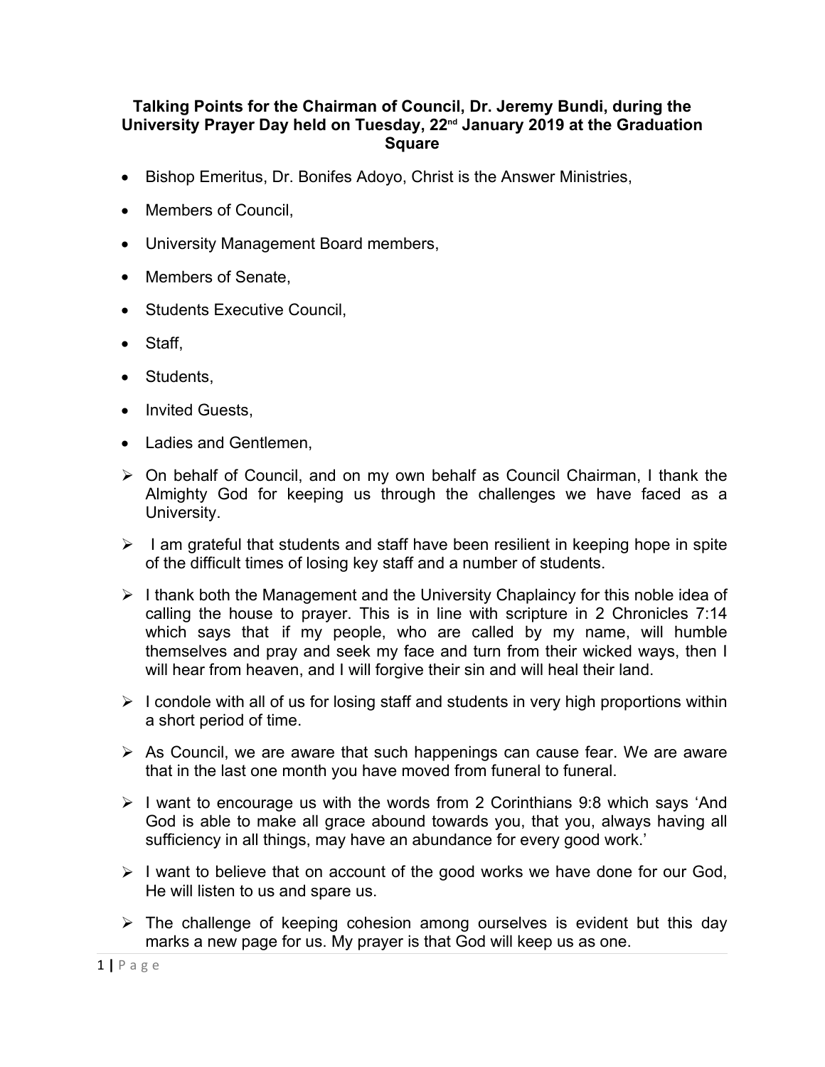**Talking Points for the Chairman of Council, Dr. Jeremy Bundi, during the University Prayer Day held on Tuesday, 22nd January 2019 at the Graduation Square**

- Bishop Emeritus, Dr. Bonifes Adoyo, Christ is the Answer Ministries,
- Members of Council,
- University Management Board members,
- Members of Senate,
- Students Executive Council,
- Staff,
- Students,
- Invited Guests,
- Ladies and Gentlemen,

- On behalf of Council, and on my own behalf as Council Chairman, I thank the Almighty God for keeping us through the challenges we have faced as a University.
- I am grateful that students and staff have been resilient in keeping hope in spite of the difficult times of losing key staff and a number of students.
- I thank both the Management and the University Chaplaincy for this noble idea of calling the house to prayer. This is in line with scripture in 2 Chronicles 7:14 which says that if my people, who are called by my name, will humble themselves and pray and seek my face and turn from their wicked ways, then I will hear from heaven, and I will forgive their sin and will heal their land.
- I condole with all of us for losing staff and students in very high proportions within a short period of time.
- As Council, we are aware that such happenings can cause fear. We are aware that in the last one month you have moved from funeral to funeral.
- I want to encourage us with the words from 2 Corinthians 9:8 which says 'And God is able to make all grace abound towards you, that you, always having all sufficiency in all things, may have an abundance for every good work.'
- I want to believe that on account of the good works we have done for our God, He will listen to us and spare us.
- The challenge of keeping cohesion among ourselves is evident but this day marks a new page for us. My prayer is that God will keep us as one.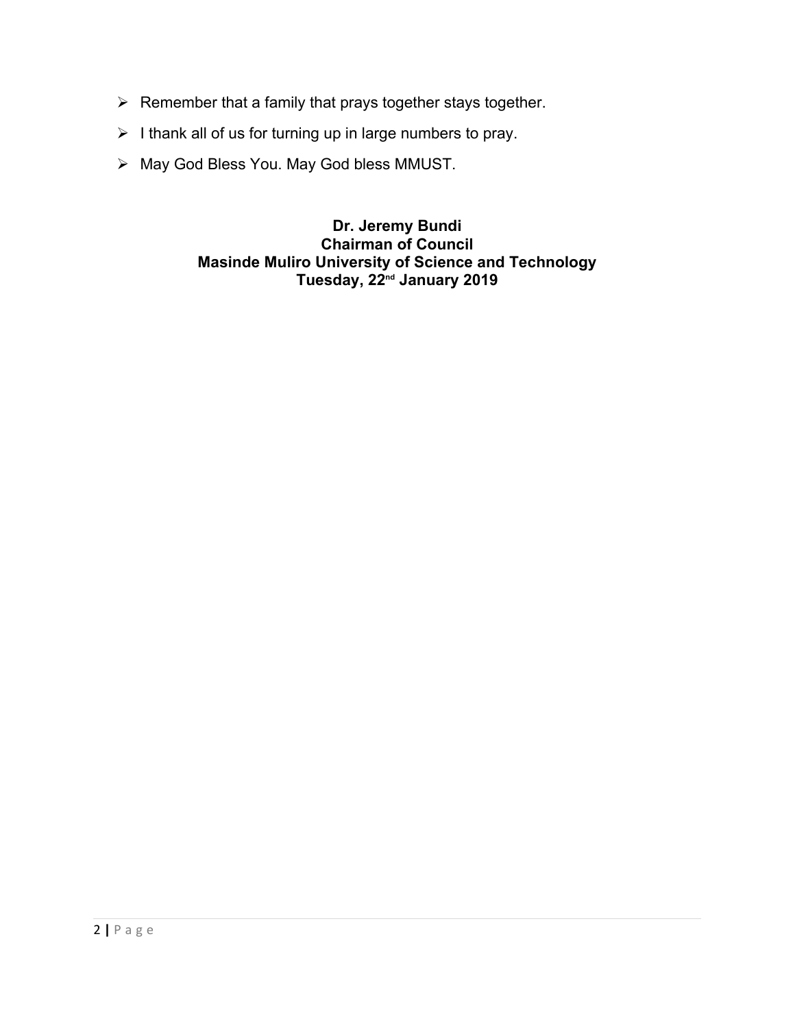- Remember that a family that prays together stays together.
- I thank all of us for turning up in large numbers to pray.
- May God Bless You. May God bless MMUST.

**Dr. Jeremy Bundi**
**Chairman of Council**
**Masinde Muliro University of Science and Technology**
**Tuesday, 22nd January 2019**